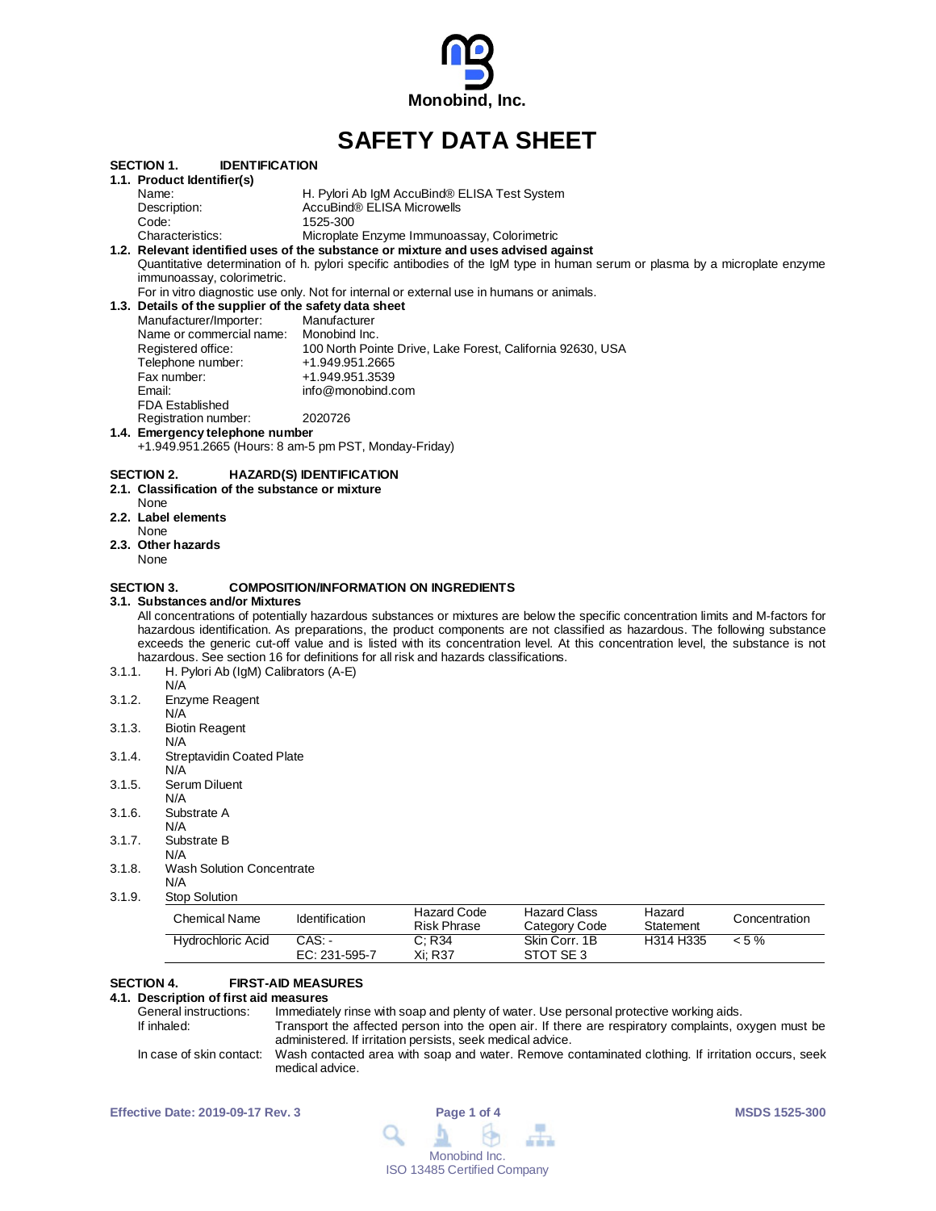Monobind, Inc.

# SAFETY DATA SHEET

## SECTION 1. IDENTIFICATION

### 1.1. Product Identifier(s)

Name: H. Pylori Ab IgM AccuBind® ELISA Test System
Description: AccuBind® ELISA Microwells
Code: 1525-300
Characteristics: Microplate Enzyme Immunoassay, Colorimetric

### 1.2. Relevant identified uses of the substance or mixture and uses advised against

Quantitative determination of h. pylori specific antibodies of the IgM type in human serum or plasma by a microplate enzyme immunoassay, colorimetric.

For in vitro diagnostic use only. Not for internal or external use in humans or animals.

### 1.3. Details of the supplier of the safety data sheet

Manufacturer/Importer: Manufacturer
Name or commercial name: Monobind Inc.
Registered office: 100 North Pointe Drive, Lake Forest, California 92630, USA
Telephone number: +1.949.951.2665
Fax number: +1.949.951.3539
Email: info@monobind.com
FDA Established Registration number: 2020726

### 1.4. Emergency telephone number

+1.949.951.2665 (Hours: 8 am-5 pm PST, Monday-Friday)

## SECTION 2. HAZARD(S) IDENTIFICATION

### 2.1. Classification of the substance or mixture

None

### 2.2. Label elements

None

### 2.3. Other hazards

None

## SECTION 3. COMPOSITION/INFORMATION ON INGREDIENTS

### 3.1. Substances and/or Mixtures

All concentrations of potentially hazardous substances or mixtures are below the specific concentration limits and M-factors for hazardous identification. As preparations, the product components are not classified as hazardous. The following substance exceeds the generic cut-off value and is listed with its concentration level. At this concentration level, the substance is not hazardous. See section 16 for definitions for all risk and hazards classifications.

3.1.1. H. Pylori Ab (IgM) Calibrators (A-E)
N/A

3.1.2. Enzyme Reagent
N/A

3.1.3. Biotin Reagent
N/A

3.1.4. Streptavidin Coated Plate
N/A

3.1.5. Serum Diluent
N/A

3.1.6. Substrate A
N/A

3.1.7. Substrate B
N/A

3.1.8. Wash Solution Concentrate
N/A

3.1.9. Stop Solution

| Chemical Name | Identification | Hazard Code Risk Phrase | Hazard Class Category Code | Hazard Statement | Concentration |
|---|---|---|---|---|---|
| Hydrochloric Acid | CAS: - EC: 231-595-7 | C; R34 Xi; R37 | Skin Corr. 1B STOT SE 3 | H314 H335 | < 5 % |

## SECTION 4. FIRST-AID MEASURES

### 4.1. Description of first aid measures

General instructions: Immediately rinse with soap and plenty of water. Use personal protective working aids.

If inhaled: Transport the affected person into the open air. If there are respiratory complaints, oxygen must be administered. If irritation persists, seek medical advice.

In case of skin contact: Wash contacted area with soap and water. Remove contaminated clothing. If irritation occurs, seek medical advice.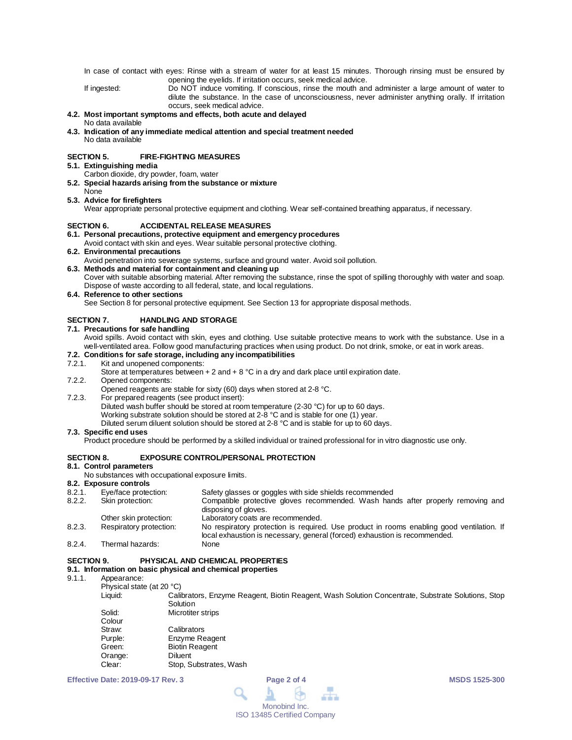In case of contact with eyes: Rinse with a stream of water for at least 15 minutes. Thorough rinsing must be ensured by opening the eyelids. If irritation occurs, seek medical advice.

If ingested: Do NOT induce vomiting. If conscious, rinse the mouth and administer a large amount of water to dilute the substance. In the case of unconsciousness, never administer anything orally. If irritation occurs, seek medical advice.

**4.2. Most important symptoms and effects, both acute and delayed**
No data available

**4.3. Indication of any immediate medical attention and special treatment needed**
No data available

## SECTION 5. FIRE-FIGHTING MEASURES

**5.1. Extinguishing media**
Carbon dioxide, dry powder, foam, water

**5.2. Special hazards arising from the substance or mixture**
None

**5.3. Advice for firefighters**
Wear appropriate personal protective equipment and clothing. Wear self-contained breathing apparatus, if necessary.

## SECTION 6. ACCIDENTAL RELEASE MEASURES

**6.1. Personal precautions, protective equipment and emergency procedures**
Avoid contact with skin and eyes. Wear suitable personal protective clothing.

**6.2. Environmental precautions**
Avoid penetration into sewerage systems, surface and ground water. Avoid soil pollution.

**6.3. Methods and material for containment and cleaning up**
Cover with suitable absorbing material. After removing the substance, rinse the spot of spilling thoroughly with water and soap. Dispose of waste according to all federal, state, and local regulations.

**6.4. Reference to other sections**
See Section 8 for personal protective equipment. See Section 13 for appropriate disposal methods.

## SECTION 7. HANDLING AND STORAGE

**7.1. Precautions for safe handling**
Avoid spills. Avoid contact with skin, eyes and clothing. Use suitable protective means to work with the substance. Use in a well-ventilated area. Follow good manufacturing practices when using product. Do not drink, smoke, or eat in work areas.

**7.2. Conditions for safe storage, including any incompatibilities**

7.2.1. Kit and unopened components:
Store at temperatures between + 2 and + 8 °C in a dry and dark place until expiration date.

7.2.2. Opened components:
Opened reagents are stable for sixty (60) days when stored at 2-8 °C.

7.2.3. For prepared reagents (see product insert):
Diluted wash buffer should be stored at room temperature (2-30 °C) for up to 60 days.
Working substrate solution should be stored at 2-8 °C and is stable for one (1) year.
Diluted serum diluent solution should be stored at 2-8 °C and is stable for up to 60 days.

**7.3. Specific end uses**
Product procedure should be performed by a skilled individual or trained professional for in vitro diagnostic use only.

## SECTION 8. EXPOSURE CONTROL/PERSONAL PROTECTION

**8.1. Control parameters**
No substances with occupational exposure limits.

**8.2. Exposure controls**

8.2.1. Eye/face protection: Safety glasses or goggles with side shields recommended

8.2.2. Skin protection: Compatible protective gloves recommended. Wash hands after properly removing and disposing of gloves.
Other skin protection: Laboratory coats are recommended.

8.2.3. Respiratory protection: No respiratory protection is required. Use product in rooms enabling good ventilation. If local exhaustion is necessary, general (forced) exhaustion is recommended.

8.2.4. Thermal hazards: None

## SECTION 9. PHYSICAL AND CHEMICAL PROPERTIES

**9.1. Information on basic physical and chemical properties**

9.1.1. Appearance:

Physical state (at 20 °C)

Liquid: Calibrators, Enzyme Reagent, Biotin Reagent, Wash Solution Concentrate, Substrate Solutions, Stop Solution

Solid: Microtiter strips

Colour

Straw: Calibrators

Purple: Enzyme Reagent

Green: Biotin Reagent

Orange: Diluent

Clear: Stop, Substrates, Wash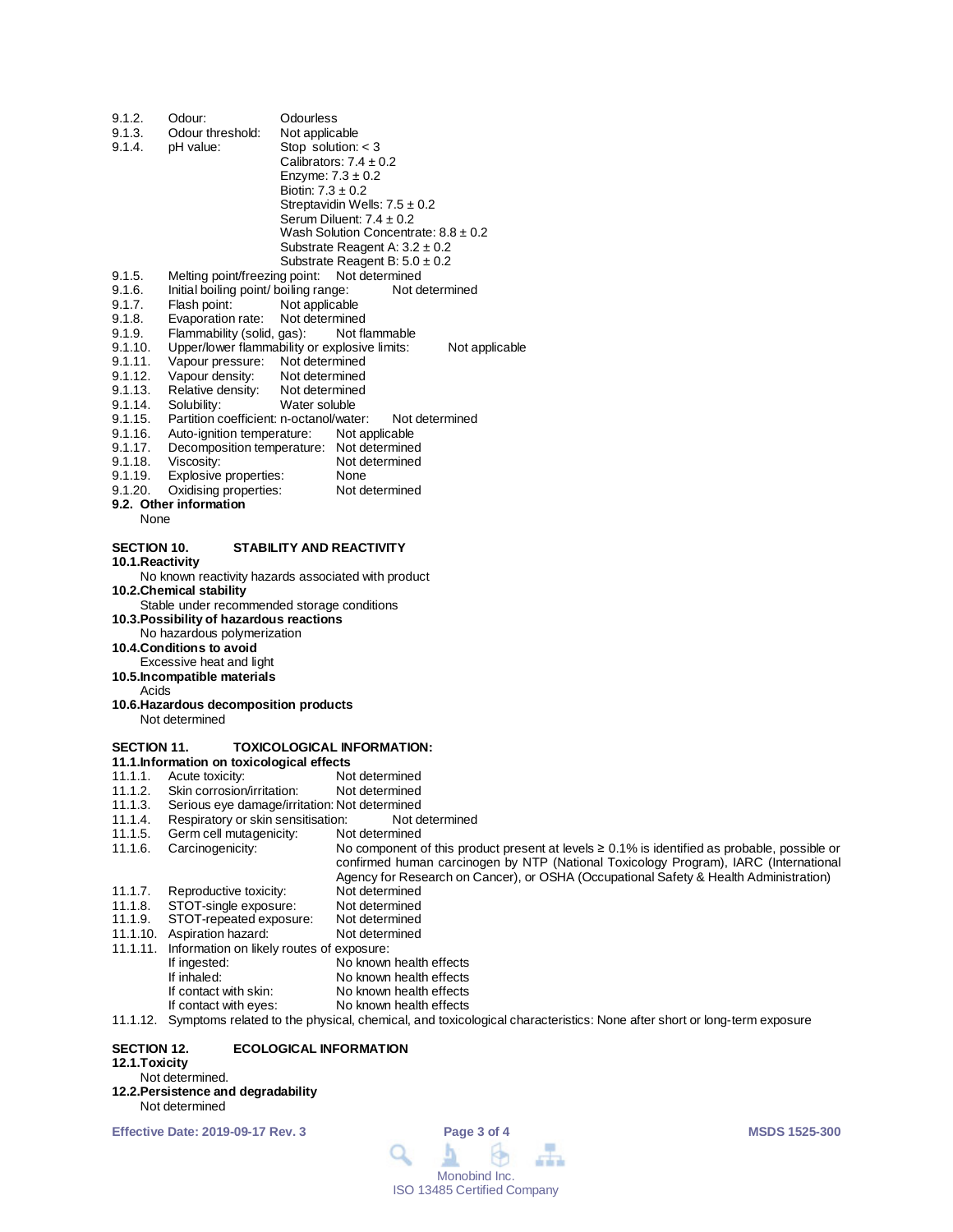9.1.2. Odour: Odourless

9.1.3. Odour threshold: Not applicable

9.1.4. pH value:
- Stop solution: < 3
- Calibrators: 7.4 ± 0.2
- Enzyme: 7.3 ± 0.2
- Biotin: 7.3 ± 0.2
- Streptavidin Wells: 7.5 ± 0.2
- Serum Diluent: 7.4 ± 0.2
- Wash Solution Concentrate: 8.8 ± 0.2
- Substrate Reagent A: 3.2 ± 0.2
- Substrate Reagent B: 5.0 ± 0.2

9.1.5. Melting point/freezing point: Not determined

9.1.6. Initial boiling point/ boiling range: Not determined

9.1.7. Flash point: Not applicable

9.1.8. Evaporation rate: Not determined

9.1.9. Flammability (solid, gas): Not flammable

9.1.10. Upper/lower flammability or explosive limits: Not applicable

9.1.11. Vapour pressure: Not determined

9.1.12. Vapour density: Not determined

9.1.13. Relative density: Not determined

9.1.14. Solubility: Water soluble

9.1.15. Partition coefficient: n-octanol/water: Not determined

9.1.16. Auto-ignition temperature: Not applicable

9.1.17. Decomposition temperature: Not determined

9.1.18. Viscosity: Not determined

9.1.19. Explosive properties: None

9.1.20. Oxidising properties: Not determined

**9.2. Other information**

None

## SECTION 10. STABILITY AND REACTIVITY

**10.1.Reactivity**

No known reactivity hazards associated with product

**10.2.Chemical stability**

Stable under recommended storage conditions

**10.3.Possibility of hazardous reactions**

No hazardous polymerization

**10.4.Conditions to avoid**

Excessive heat and light

**10.5.Incompatible materials**

Acids

**10.6.Hazardous decomposition products**

Not determined

## SECTION 11. TOXICOLOGICAL INFORMATION:

**11.1.Information on toxicological effects**

11.1.1. Acute toxicity: Not determined

11.1.2. Skin corrosion/irritation: Not determined

11.1.3. Serious eye damage/irritation: Not determined

11.1.4. Respiratory or skin sensitisation: Not determined

11.1.5. Germ cell mutagenicity: Not determined

11.1.6. Carcinogenicity: No component of this product present at levels ≥ 0.1% is identified as probable, possible or confirmed human carcinogen by NTP (National Toxicology Program), IARC (International Agency for Research on Cancer), or OSHA (Occupational Safety & Health Administration)

11.1.7. Reproductive toxicity: Not determined

11.1.8. STOT-single exposure: Not determined

11.1.9. STOT-repeated exposure: Not determined

11.1.10. Aspiration hazard: Not determined

11.1.11. Information on likely routes of exposure:
- If ingested: No known health effects
- If inhaled: No known health effects
- If contact with skin: No known health effects
- If contact with eyes: No known health effects

11.1.12. Symptoms related to the physical, chemical, and toxicological characteristics: None after short or long-term exposure

## SECTION 12. ECOLOGICAL INFORMATION

**12.1.Toxicity**

Not determined.

**12.2.Persistence and degradability**

Not determined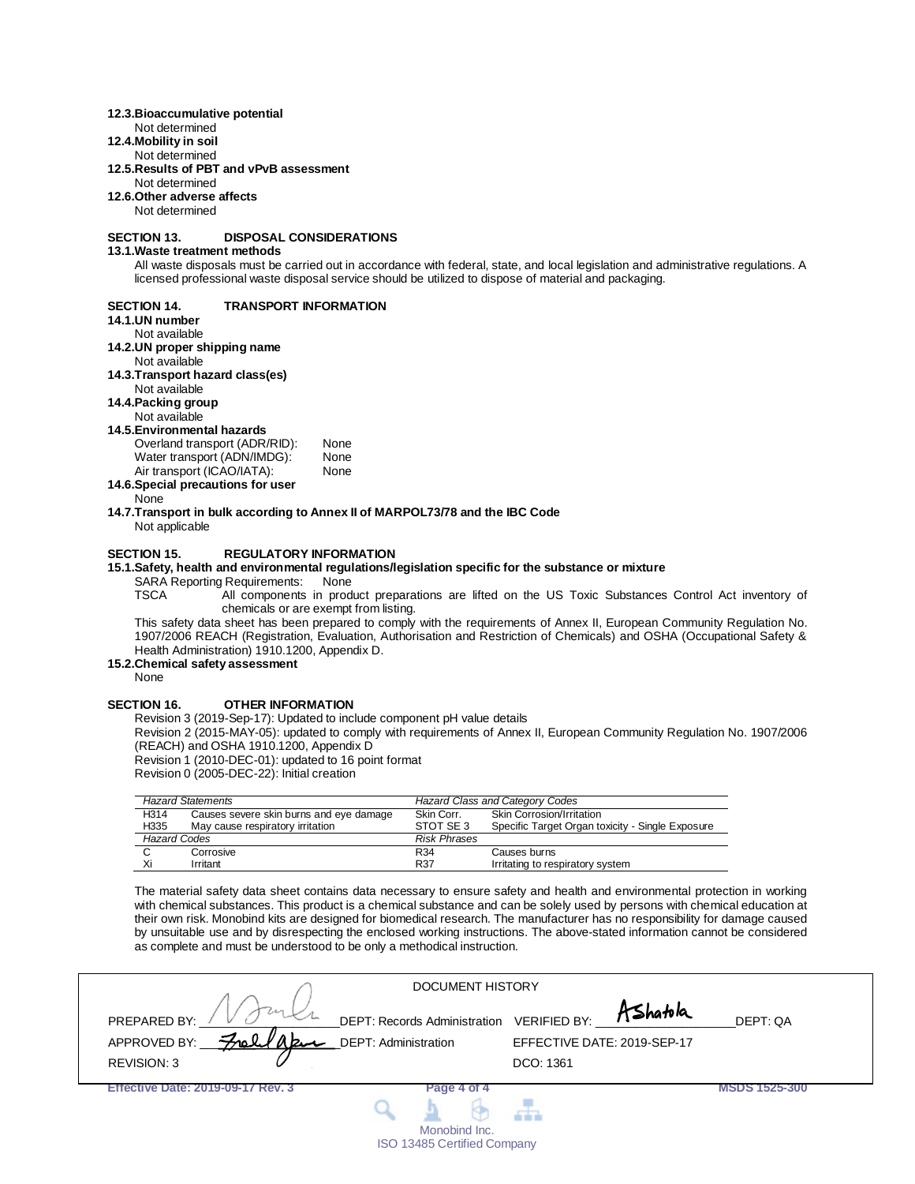**12.3.Bioaccumulative potential**

Not determined

**12.4.Mobility in soil**

Not determined

**12.5.Results of PBT and vPvB assessment**

Not determined

**12.6.Other adverse affects**

Not determined

## SECTION 13. DISPOSAL CONSIDERATIONS

**13.1.Waste treatment methods**

All waste disposals must be carried out in accordance with federal, state, and local legislation and administrative regulations. A licensed professional waste disposal service should be utilized to dispose of material and packaging.

## SECTION 14. TRANSPORT INFORMATION

**14.1.UN number**

Not available

**14.2.UN proper shipping name**

Not available

**14.3.Transport hazard class(es)**

Not available

**14.4.Packing group**

Not available

**14.5.Environmental hazards**

Overland transport (ADR/RID): None
Water transport (ADN/IMDG): None
Air transport (ICAO/IATA): None

**14.6.Special precautions for user**

None

**14.7.Transport in bulk according to Annex II of MARPOL73/78 and the IBC Code**

Not applicable

## SECTION 15. REGULATORY INFORMATION

**15.1.Safety, health and environmental regulations/legislation specific for the substance or mixture**

SARA Reporting Requirements: None

TSCA All components in product preparations are lifted on the US Toxic Substances Control Act inventory of chemicals or are exempt from listing.

This safety data sheet has been prepared to comply with the requirements of Annex II, European Community Regulation No. 1907/2006 REACH (Registration, Evaluation, Authorisation and Restriction of Chemicals) and OSHA (Occupational Safety & Health Administration) 1910.1200, Appendix D.

**15.2.Chemical safety assessment**

None

## SECTION 16. OTHER INFORMATION

Revision 3 (2019-Sep-17): Updated to include component pH value details
Revision 2 (2015-MAY-05): updated to comply with requirements of Annex II, European Community Regulation No. 1907/2006 (REACH) and OSHA 1910.1200, Appendix D
Revision 1 (2010-DEC-01): updated to 16 point format
Revision 0 (2005-DEC-22): Initial creation

| *Hazard Statements* | | *Hazard Class and Category Codes* | |
|---|---|---|---|
| H314 | Causes severe skin burns and eye damage | Skin Corr. | Skin Corrosion/Irritation |
| H335 | May cause respiratory irritation | STOT SE 3 | Specific Target Organ toxicity - Single Exposure |
| *Hazard Codes* | | *Risk Phrases* | |
| C | Corrosive | R34 | Causes burns |
| Xi | Irritant | R37 | Irritating to respiratory system |

The material safety data sheet contains data necessary to ensure safety and health and environmental protection in working with chemical substances. This product is a chemical substance and can be solely used by persons with chemical education at their own risk. Monobind kits are designed for biomedical research. The manufacturer has no responsibility for damage caused by unsuitable use and by disrespecting the enclosed working instructions. The above-stated information cannot be considered as complete and must be understood to be only a methodical instruction.

| DOCUMENT HISTORY | | | |
|---|---|---|---|
| PREPARED BY: | DEPT: Records Administration | VERIFIED BY: AShatola | DEPT: QA |
| APPROVED BY: | DEPT: Administration | EFFECTIVE DATE: 2019-SEP-17 | |
| REVISION: 3 | | DCO: 1361 | |